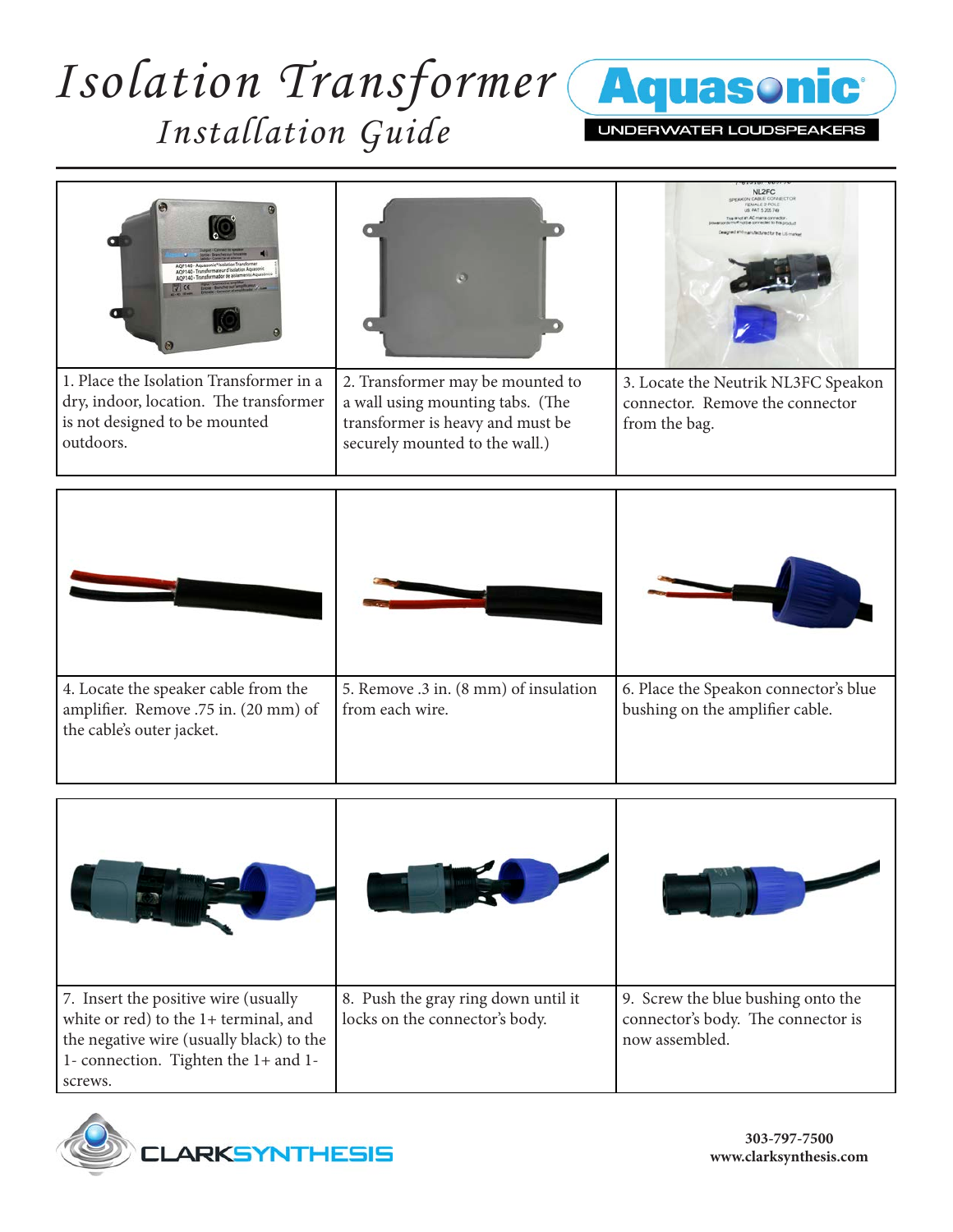# Isolation Transformer

## Installation Guide

Aquasonic® UNDERWATER LOUDSPEAKERS

1. Place the Isolation Transformer in a dry, indoor, location. The transformer is not designed to be mounted outdoors.

2. Transformer may be mounted to a wall using mounting tabs. (The transformer is heavy and must be securely mounted to the wall.)

3. Locate the Neutrik NL3FC Speakon connector. Remove the connector from the bag.

4. Locate the speaker cable from the amplifier. Remove .75 in. (20 mm) of the cable's outer jacket.

5. Remove .3 in. (8 mm) of insulation from each wire.

6. Place the Speakon connector's blue bushing on the amplifier cable.

7. Insert the positive wire (usually white or red) to the 1+ terminal, and the negative wire (usually black) to the 1- connection. Tighten the 1+ and 1- screws.

8. Push the gray ring down until it locks on the connector's body.

9. Screw the blue bushing onto the connector's body. The connector is now assembled.

CLARKSYNTHESIS

**303-797-7500**
**www.clarksynthesis.com**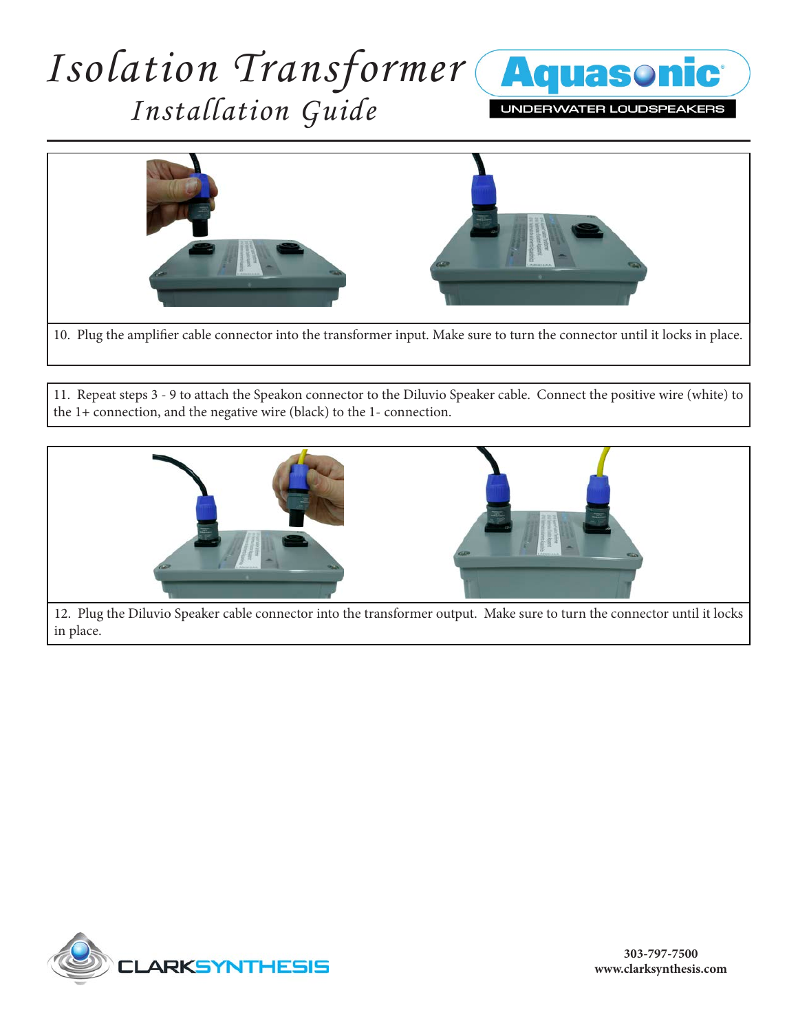# Isolation Transformer Installation Guide

Aquasonic UNDERWATER LOUDSPEAKERS

10. Plug the amplifier cable connector into the transformer input. Make sure to turn the connector until it locks in place.

11. Repeat steps 3 - 9 to attach the Speakon connector to the Diluvio Speaker cable. Connect the positive wire (white) to the 1+ connection, and the negative wire (black) to the 1- connection.

12. Plug the Diluvio Speaker cable connector into the transformer output. Make sure to turn the connector until it locks in place.

CLARKSYNTHESIS

**303-797-7500**
**www.clarksynthesis.com**